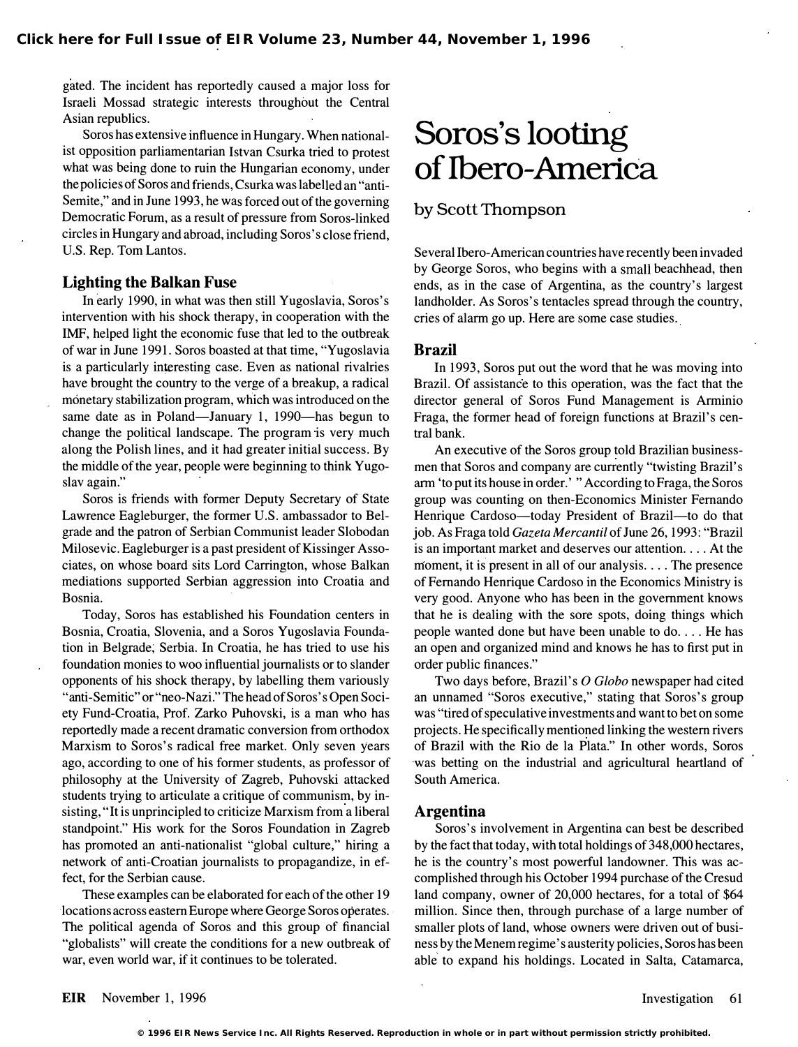gated. The incident has reportedly caused a major loss for Israeli Mossad strategic interests throughout the Central Asian republics.

Soros has extensive influence in Hungary. When nationalist opposition parliamentarian Istvan Csurka tried to protest what was being done to ruin the Hungarian economy, under the policies of Soros and friends, Csurka was labelled an "anti-Semite," and in June 1993, he was forced out of the governing Democratic Forum, as a result of pressure from Soros-linked circles in Hungary and abroad, including Soros's close friend, U.S. Rep. Tom Lantos.

## Lighting the Balkan Fuse

In early 1990, in what was then still Yugoslavia, Soros's intervention with his shock therapy, in cooperation with the IMF, helped light the economic fuse that led to the outbreak of war in June 1991. Soros boasted at that time, "Yugoslavia is a particularly interesting case. Even as national rivalries have brought the country to the verge of a breakup, a radical monetary stabilization program, which was introduced on the same date as in Poland—January 1, 1990—has begun to change the political landscape. The program is very much along the Polish lines, and it had greater initial success. By the middle of the year, people were beginning to think Yugoslav again."

Soros is friends with former Deputy Secretary of State Lawrence Eagleburger, the former U.S. ambassador to Belgrade and the patron of Serbian Communist leader Slobodan Milosevic. Eagleburger is a past president of Kissinger Associates, on whose board sits Lord Carrington, whose Balkan mediations supported Serbian aggression into Croatia and Bosnia.

Today, Soros has established his Foundation centers in Bosnia, Croatia, Slovenia, and a Soros Yugoslavia Foundation in Belgrade, Serbia. In Croatia, he has tried to use his foundation monies to woo influential journalists or to slander opponents of his shock therapy, by labelling them variously "anti-Semitic" or "neo-Nazi." The head of Soros's Open Society Fund-Croatia, Prof. Zarko Puhovski, is a man who has reportedly made a recent dramatic conversion from orthodox Marxism to Soros's radical free market. Only seven years ago, according to one of his former students, as professor of philosophy at the University of Zagreb, Puhovski attacked students trying to articulate a critique of communism, by insisting, "It is unprincipled to criticize Marxism from a liberal standpoint." His work for the Soros Foundation in Zagreb has promoted an anti-nationalist "global culture," hiring a network of anti-Croatian journalists to propagandize, in effect, for the Serbian cause.

These examples can be elaborated for each of the other 19 locations across eastern Europe where George Soros operates. The political agenda of Soros and this group of financial "globalists" will create the conditions for a new outbreak of war, even world war, if it continues to be tolerated.

# Soros's looting of Ibero-America

by Scott Thompson

Several Ibero-American countries have recently been invaded by George Soros, who begins with a small beachhead, then ends, as in the case of Argentina, as the country's largest landholder. As Soros's tentacles spread through the country, cries of alarm go up. Here are some case studies.

## Brazil

In 1993, Soros put out the word that he was moving into Brazil. Of assistance to this operation, was the fact that the director general of Soros Fund Management is Arminio Fraga, the former head of foreign functions at Brazil's central bank.

An executive of the Soros group told Brazilian businessmen that Soros and company are currently "twisting Brazil's arm 'to put its house in order.'" According to Fraga, the Soros group was counting on then-Economics Minister Fernando Henrique Cardoso—today President of Brazil—to do that job. As Fraga told *Gazeta Mercantil* of June 26, 1993: "Brazil is an important market and deserves our attention. . . . At the moment, it is present in all of our analysis. . . . The presence of Fernando Henrique Cardoso in the Economics Ministry is very good. Anyone who has been in the government knows that he is dealing with the sore spots, doing things which people wanted done but have been unable to do. . . . He has an open and organized mind and knows he has to first put in order public finances."

Two days before, Brazil's *O Globo* newspaper had cited an unnamed "Soros executive," stating that Soros's group was "tired of speculative investments and want to bet on some projects. He specifically mentioned linking the western rivers of Brazil with the Rio de la Plata." In other words, Soros was betting on the industrial and agricultural heartland of South America.

## Argentina

Soros's involvement in Argentina can best be described by the fact that today, with total holdings of 348,000 hectares, he is the country's most powerful landowner. This was accomplished through his October 1994 purchase of the Cresud land company, owner of 20,000 hectares, for a total of $64 million. Since then, through purchase of a large number of smaller plots of land, whose owners were driven out of business by the Menem regime's austerity policies, Soros has been able to expand his holdings. Located in Salta, Catamarca,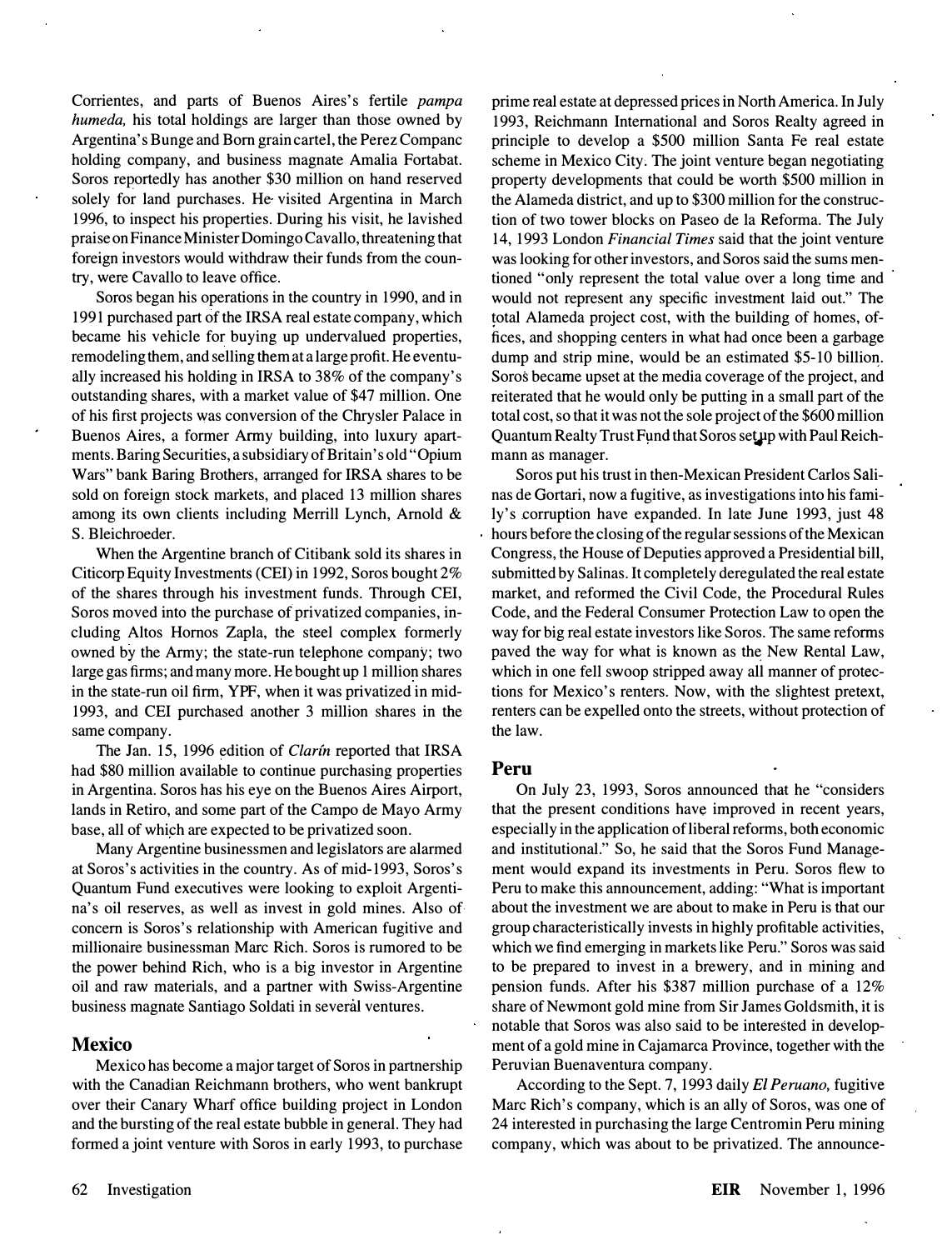Corrientes, and parts of Buenos Aires's fertile *pampa humeda,* his total holdings are larger than those owned by Argentina's Bunge and Born grain cartel, the Perez Companc holding company, and business magnate Amalia Fortabat. Soros reportedly has another $30 million on hand reserved solely for land purchases. He visited Argentina in March 1996, to inspect his properties. During his visit, he lavished praise on Finance Minister Domingo Cavallo, threatening that foreign investors would withdraw their funds from the country, were Cavallo to leave office.

Soros began his operations in the country in 1990, and in 1991 purchased part of the IRSA real estate company, which became his vehicle for buying up undervalued properties, remodeling them, and selling them at a large profit. He eventually increased his holding in IRSA to 38% of the company's outstanding shares, with a market value of $47 million. One of his first projects was conversion of the Chrysler Palace in Buenos Aires, a former Army building, into luxury apartments. Baring Securities, a subsidiary of Britain's old "Opium Wars" bank Baring Brothers, arranged for IRSA shares to be sold on foreign stock markets, and placed 13 million shares among its own clients including Merrill Lynch, Arnold & S. Bleichroeder.

When the Argentine branch of Citibank sold its shares in Citicorp Equity Investments (CEI) in 1992, Soros bought 2% of the shares through his investment funds. Through CEI, Soros moved into the purchase of privatized companies, including Altos Hornos Zapla, the steel complex formerly owned by the Army; the state-run telephone company; two large gas firms; and many more. He bought up 1 million shares in the state-run oil firm, YPF, when it was privatized in mid-1993, and CEI purchased another 3 million shares in the same company.

The Jan. 15, 1996 edition of *Clarín* reported that IRSA had $80 million available to continue purchasing properties in Argentina. Soros has his eye on the Buenos Aires Airport, lands in Retiro, and some part of the Campo de Mayo Army base, all of which are expected to be privatized soon.

Many Argentine businessmen and legislators are alarmed at Soros's activities in the country. As of mid-1993, Soros's Quantum Fund executives were looking to exploit Argentina's oil reserves, as well as invest in gold mines. Also of concern is Soros's relationship with American fugitive and millionaire businessman Marc Rich. Soros is rumored to be the power behind Rich, who is a big investor in Argentine oil and raw materials, and a partner with Swiss-Argentine business magnate Santiago Soldati in several ventures.

## Mexico

Mexico has become a major target of Soros in partnership with the Canadian Reichmann brothers, who went bankrupt over their Canary Wharf office building project in London and the bursting of the real estate bubble in general. They had formed a joint venture with Soros in early 1993, to purchase prime real estate at depressed prices in North America. In July 1993, Reichmann International and Soros Realty agreed in principle to develop a $500 million Santa Fe real estate scheme in Mexico City. The joint venture began negotiating property developments that could be worth $500 million in the Alameda district, and up to $300 million for the construction of two tower blocks on Paseo de la Reforma. The July 14, 1993 London *Financial Times* said that the joint venture was looking for other investors, and Soros said the sums mentioned "only represent the total value over a long time and would not represent any specific investment laid out." The total Alameda project cost, with the building of homes, offices, and shopping centers in what had once been a garbage dump and strip mine, would be an estimated $5-10 billion. Soros became upset at the media coverage of the project, and reiterated that he would only be putting in a small part of the total cost, so that it was not the sole project of the $600 million Quantum Realty Trust Fund that Soros set up with Paul Reichmann as manager.

Soros put his trust in then-Mexican President Carlos Salinas de Gortari, now a fugitive, as investigations into his family's corruption have expanded. In late June 1993, just 48 hours before the closing of the regular sessions of the Mexican Congress, the House of Deputies approved a Presidential bill, submitted by Salinas. It completely deregulated the real estate market, and reformed the Civil Code, the Procedural Rules Code, and the Federal Consumer Protection Law to open the way for big real estate investors like Soros. The same reforms paved the way for what is known as the New Rental Law, which in one fell swoop stripped away all manner of protections for Mexico's renters. Now, with the slightest pretext, renters can be expelled onto the streets, without protection of the law.

## Peru

On July 23, 1993, Soros announced that he "considers that the present conditions have improved in recent years, especially in the application of liberal reforms, both economic and institutional." So, he said that the Soros Fund Management would expand its investments in Peru. Soros flew to Peru to make this announcement, adding: "What is important about the investment we are about to make in Peru is that our group characteristically invests in highly profitable activities, which we find emerging in markets like Peru." Soros was said to be prepared to invest in a brewery, and in mining and pension funds. After his $387 million purchase of a 12% share of Newmont gold mine from Sir James Goldsmith, it is notable that Soros was also said to be interested in development of a gold mine in Cajamarca Province, together with the Peruvian Buenaventura company.

According to the Sept. 7, 1993 daily *El Peruano,* fugitive Marc Rich's company, which is an ally of Soros, was one of 24 interested in purchasing the large Centromin Peru mining company, which was about to be privatized. The announce-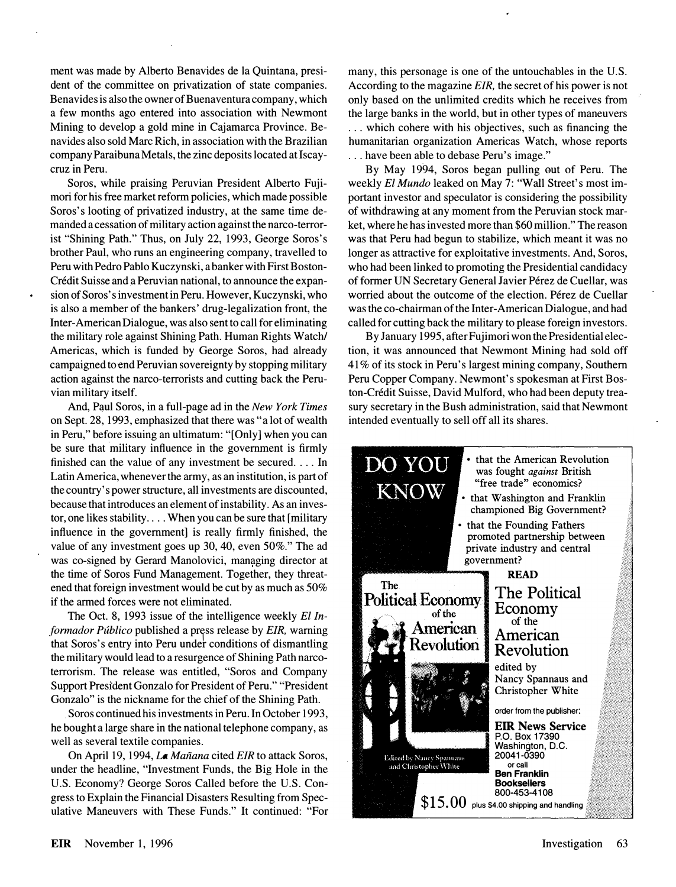ment was made by Alberto Benavides de la Quintana, president of the committee on privatization of state companies. Benavides is also the owner of Buenaventura company, which a few months ago entered into association with Newmont Mining to develop a gold mine in Cajamarca Province. Benavides also sold Marc Rich, in association with the Brazilian company Paraibuna Metals, the zinc deposits located at Iscaycruz in Peru.

Soros, while praising Peruvian President Alberto Fujimori for his free market reform policies, which made possible Soros's looting of privatized industry, at the same time demanded a cessation of military action against the narco-terrorist "Shining Path." Thus, on July 22, 1993, George Soros's brother Paul, who runs an engineering company, travelled to Peru with Pedro Pablo Kuczynski, a banker with First Boston-Crédit Suisse and a Peruvian national, to announce the expansion of Soros's investment in Peru. However, Kuczynski, who is also a member of the bankers' drug-legalization front, the Inter-American Dialogue, was also sent to call for eliminating the military role against Shining Path. Human Rights Watch/Americas, which is funded by George Soros, had already campaigned to end Peruvian sovereignty by stopping military action against the narco-terrorists and cutting back the Peruvian military itself.

And, Paul Soros, in a full-page ad in the *New York Times* on Sept. 28, 1993, emphasized that there was "a lot of wealth in Peru," before issuing an ultimatum: "[Only] when you can be sure that military influence in the government is firmly finished can the value of any investment be secured. . . . In Latin America, whenever the army, as an institution, is part of the country's power structure, all investments are discounted, because that introduces an element of instability. As an investor, one likes stability. . . . When you can be sure that [military influence in the government] is really firmly finished, the value of any investment goes up 30, 40, even 50%." The ad was co-signed by Gerard Manolovici, managing director at the time of Soros Fund Management. Together, they threatened that foreign investment would be cut by as much as 50% if the armed forces were not eliminated.

The Oct. 8, 1993 issue of the intelligence weekly *El Informador Público* published a press release by *EIR*, warning that Soros's entry into Peru under conditions of dismantling the military would lead to a resurgence of Shining Path narco-terrorism. The release was entitled, "Soros and Company Support President Gonzalo for President of Peru." "President Gonzalo" is the nickname for the chief of the Shining Path.

Soros continued his investments in Peru. In October 1993, he bought a large share in the national telephone company, as well as several textile companies.

On April 19, 1994, *La Mañana* cited *EIR* to attack Soros, under the headline, "Investment Funds, the Big Hole in the U.S. Economy? George Soros Called before the U.S. Congress to Explain the Financial Disasters Resulting from Speculative Maneuvers with These Funds." It continued: "For many, this personage is one of the untouchables in the U.S. According to the magazine *EIR*, the secret of his power is not only based on the unlimited credits which he receives from the large banks in the world, but in other types of maneuvers . . . which cohere with his objectives, such as financing the humanitarian organization Americas Watch, whose reports . . . have been able to debase Peru's image."

By May 1994, Soros began pulling out of Peru. The weekly *El Mundo* leaked on May 7: "Wall Street's most important investor and speculator is considering the possibility of withdrawing at any moment from the Peruvian stock market, where he has invested more than $60 million." The reason was that Peru had begun to stabilize, which meant it was no longer as attractive for exploitative investments. And, Soros, who had been linked to promoting the Presidential candidacy of former UN Secretary General Javier Pérez de Cuellar, was worried about the outcome of the election. Pérez de Cuellar was the co-chairman of the Inter-American Dialogue, and had called for cutting back the military to please foreign investors.

By January 1995, after Fujimori won the Presidential election, it was announced that Newmont Mining had sold off 41% of its stock in Peru's largest mining company, Southern Peru Copper Company. Newmont's spokesman at First Boston-Crédit Suisse, David Mulford, who had been deputy treasury secretary in the Bush administration, said that Newmont intended eventually to sell off all its shares.

**DO YOU KNOW**

- that the American Revolution was fought *against* British "free trade" economics?
- that Washington and Franklin championed Big Government?
- that the Founding Fathers promoted partnership between private industry and central government?

**READ**

**The Political Economy of the American Revolution**

edited by Nancy Spannaus and Christopher White

order from the publisher:

**EIR News Service**
P.O. Box 17390
Washington, D.C. 20041-0390
or call
**Ben Franklin Booksellers**
800-453-4108

$15.00 plus $4.00 shipping and handling